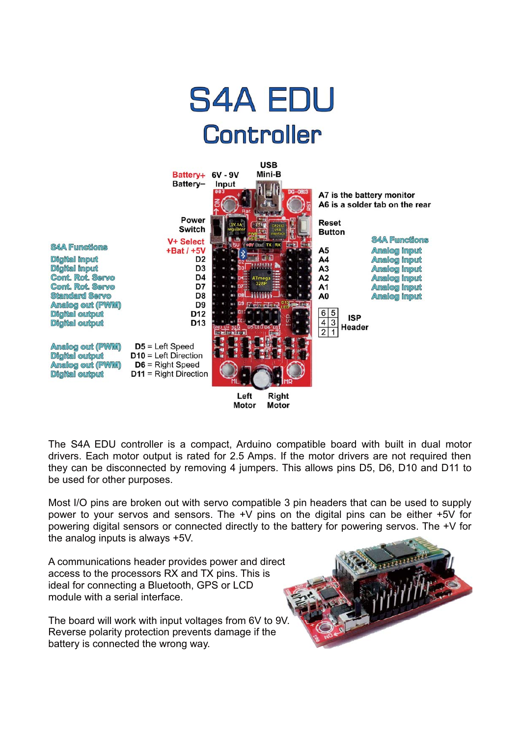# S4A EDU

## Controller

| S4A Functions | Pin |
| --- | --- |
| | Battery+ / Battery– 6V - 9V Input |
| | Power Switch |
| | V+ Select +Bat / +5V |
| Digital input | D2 |
| Digital input | D3 |
| Cont. Rot. Servo | D4 |
| Cont. Rot. Servo | D7 |
| Standard Servo | D8 |
| Analog out (PWM) | D9 |
| Digital output | D12 |
| Digital output | D13 |

| S4A Functions | Pin |
| --- | --- |
| Analog out (PWM) | D5 = Left Speed |
| Digital output | D10 = Left Direction |
| Analog out (PWM) | D6 = Right Speed |
| Digital output | D11 = Right Direction |

USB Mini-B

A7 is the battery monitor
A6 is a solder tab on the rear

Reset Button

| Pin | S4A Functions |
| --- | --- |
| A5 | Analog input |
| A4 | Analog input |
| A3 | Analog input |
| A2 | Analog input |
| A1 | Analog input |
| A0 | Analog input |

ISP Header

| | |
| --- | --- |
| 6 | 5 |
| 4 | 3 |
| 2 | 1 |

Left Motor / Right Motor

The S4A EDU controller is a compact, Arduino compatible board with built in dual motor drivers. Each motor output is rated for 2.5 Amps. If the motor drivers are not required then they can be disconnected by removing 4 jumpers. This allows pins D5, D6, D10 and D11 to be used for other purposes.

Most I/O pins are broken out with servo compatible 3 pin headers that can be used to supply power to your servos and sensors. The +V pins on the digital pins can be either +5V for powering digital sensors or connected directly to the battery for powering servos. The +V for the analog inputs is always +5V.

A communications header provides power and direct access to the processors RX and TX pins. This is ideal for connecting a Bluetooth, GPS or LCD module with a serial interface.

The board will work with input voltages from 6V to 9V. Reverse polarity protection prevents damage if the battery is connected the wrong way.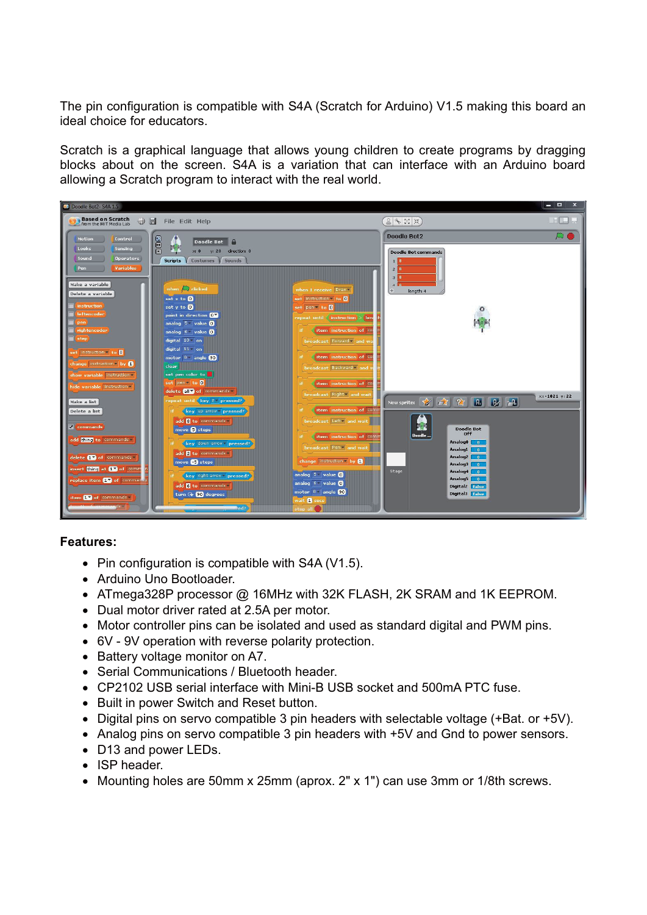The pin configuration is compatible with S4A (Scratch for Arduino) V1.5 making this board an ideal choice for educators.

Scratch is a graphical language that allows young children to create programs by dragging blocks about on the screen. S4A is a variation that can interface with an Arduino board allowing a Scratch program to interact with the real world.

**Features:**

- Pin configuration is compatible with S4A (V1.5).
- Arduino Uno Bootloader.
- ATmega328P processor @ 16MHz with 32K FLASH, 2K SRAM and 1K EEPROM.
- Dual motor driver rated at 2.5A per motor.
- Motor controller pins can be isolated and used as standard digital and PWM pins.
- 6V - 9V operation with reverse polarity protection.
- Battery voltage monitor on A7.
- Serial Communications / Bluetooth header.
- CP2102 USB serial interface with Mini-B USB socket and 500mA PTC fuse.
- Built in power Switch and Reset button.
- Digital pins on servo compatible 3 pin headers with selectable voltage (+Bat. or +5V).
- Analog pins on servo compatible 3 pin headers with +5V and Gnd to power sensors.
- D13 and power LEDs.
- ISP header.
- Mounting holes are 50mm x 25mm (aprox. 2" x 1") can use 3mm or 1/8th screws.